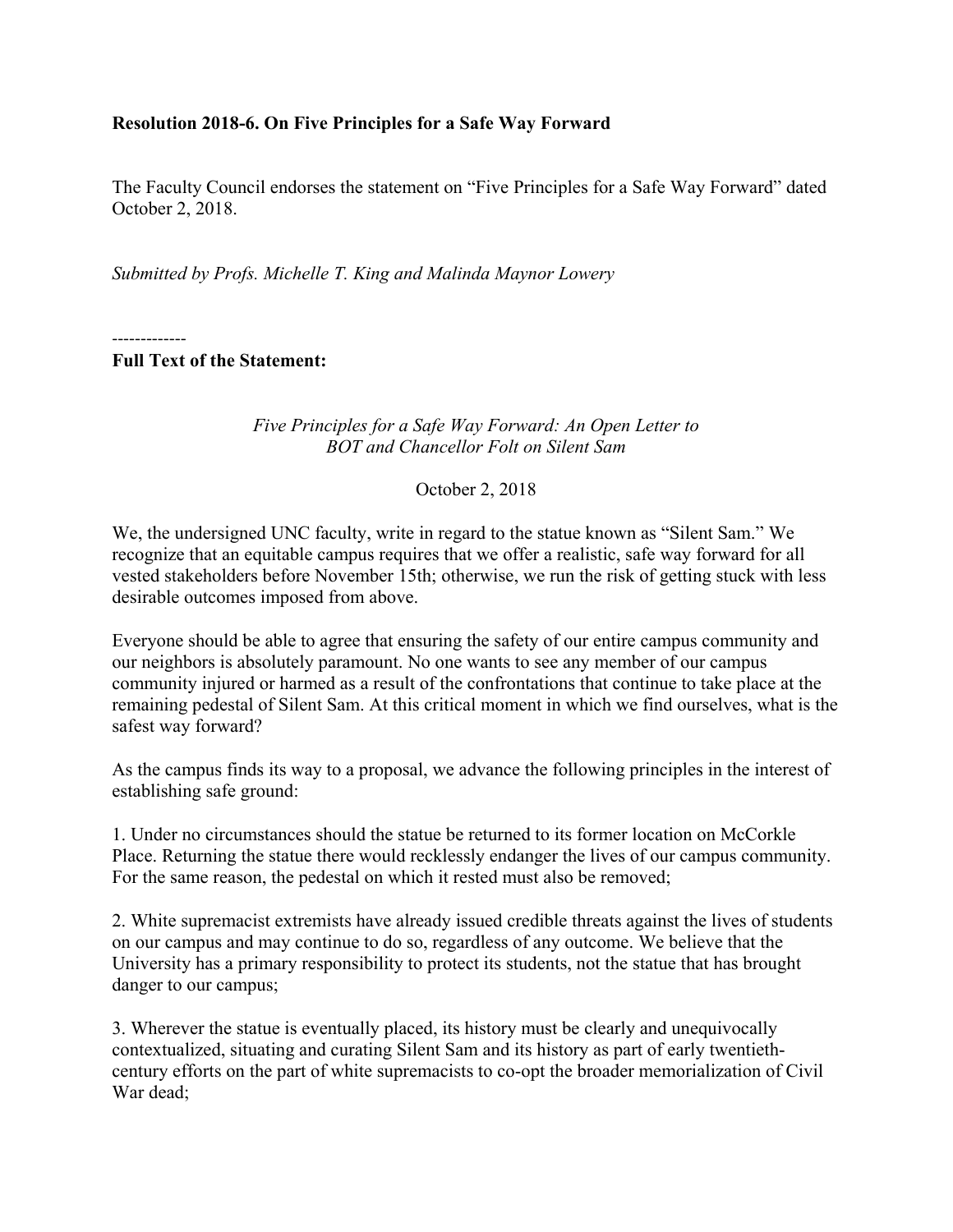**Resolution 2018-6. On Five Principles for a Safe Way Forward**

The Faculty Council endorses the statement on "Five Principles for a Safe Way Forward" dated October 2, 2018.

*Submitted by Profs. Michelle T. King and Malinda Maynor Lowery*

-------------

**Full Text of the Statement:**

*Five Principles for a Safe Way Forward: An Open Letter to BOT and Chancellor Folt on Silent Sam*

October 2, 2018

We, the undersigned UNC faculty, write in regard to the statue known as "Silent Sam." We recognize that an equitable campus requires that we offer a realistic, safe way forward for all vested stakeholders before November 15th; otherwise, we run the risk of getting stuck with less desirable outcomes imposed from above.

Everyone should be able to agree that ensuring the safety of our entire campus community and our neighbors is absolutely paramount. No one wants to see any member of our campus community injured or harmed as a result of the confrontations that continue to take place at the remaining pedestal of Silent Sam. At this critical moment in which we find ourselves, what is the safest way forward?

As the campus finds its way to a proposal, we advance the following principles in the interest of establishing safe ground:

1. Under no circumstances should the statue be returned to its former location on McCorkle Place. Returning the statue there would recklessly endanger the lives of our campus community. For the same reason, the pedestal on which it rested must also be removed;

2. White supremacist extremists have already issued credible threats against the lives of students on our campus and may continue to do so, regardless of any outcome. We believe that the University has a primary responsibility to protect its students, not the statue that has brought danger to our campus;

3. Wherever the statue is eventually placed, its history must be clearly and unequivocally contextualized, situating and curating Silent Sam and its history as part of early twentieth-century efforts on the part of white supremacists to co-opt the broader memorialization of Civil War dead;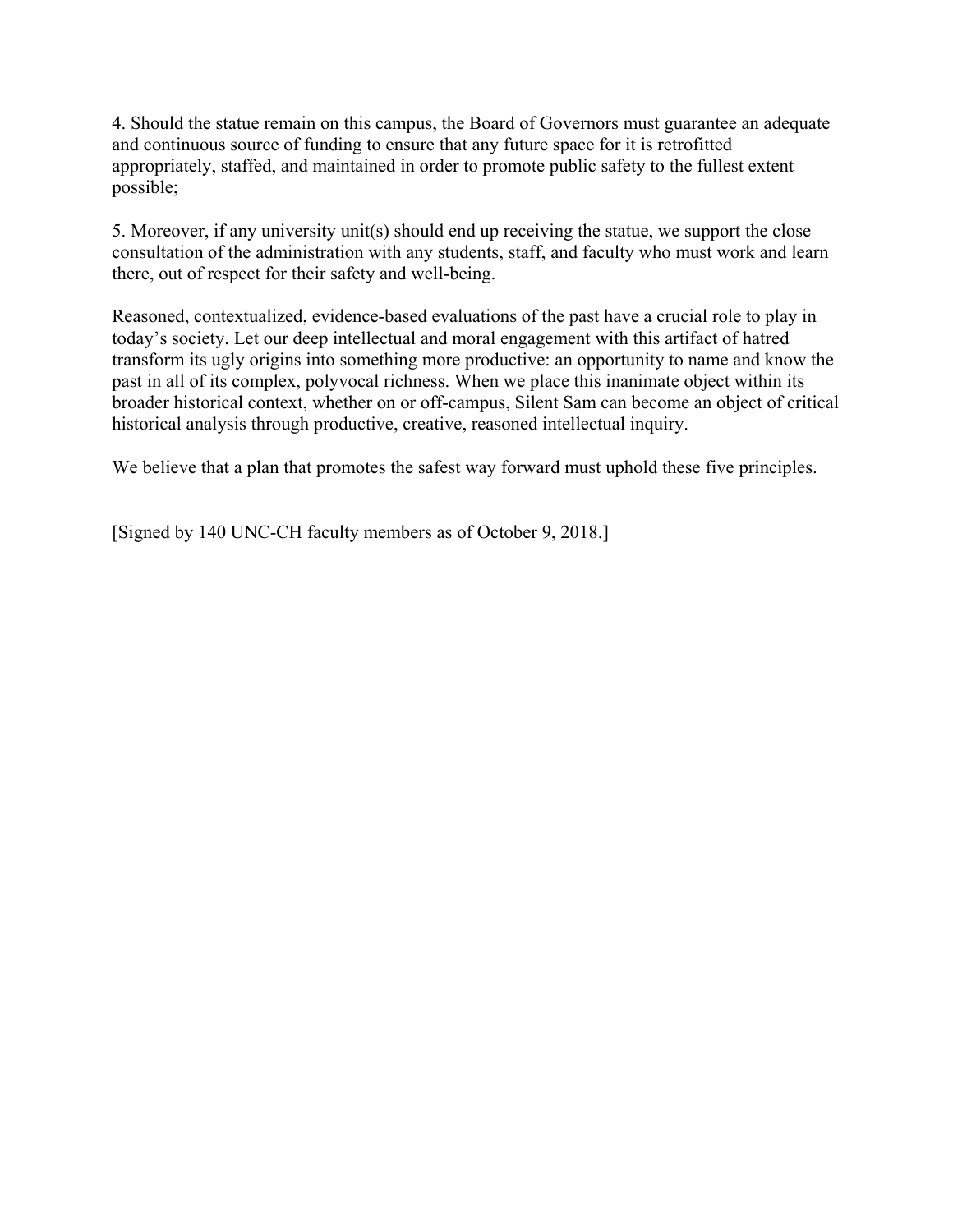4. Should the statue remain on this campus, the Board of Governors must guarantee an adequate and continuous source of funding to ensure that any future space for it is retrofitted appropriately, staffed, and maintained in order to promote public safety to the fullest extent possible;

5. Moreover, if any university unit(s) should end up receiving the statue, we support the close consultation of the administration with any students, staff, and faculty who must work and learn there, out of respect for their safety and well-being.

Reasoned, contextualized, evidence-based evaluations of the past have a crucial role to play in today's society. Let our deep intellectual and moral engagement with this artifact of hatred transform its ugly origins into something more productive: an opportunity to name and know the past in all of its complex, polyvocal richness. When we place this inanimate object within its broader historical context, whether on or off-campus, Silent Sam can become an object of critical historical analysis through productive, creative, reasoned intellectual inquiry.

We believe that a plan that promotes the safest way forward must uphold these five principles.

[Signed by 140 UNC-CH faculty members as of October 9, 2018.]